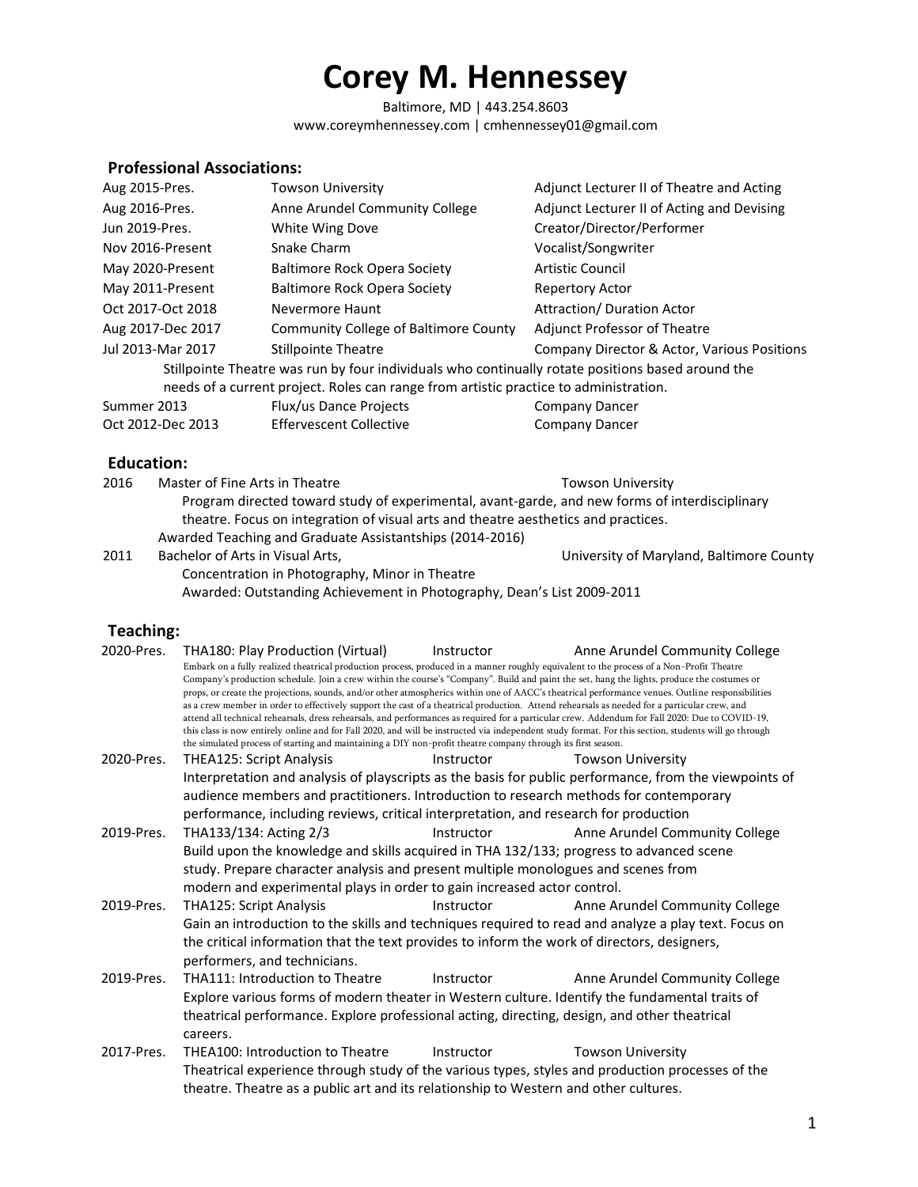# Corey M. Hennessey

Baltimore, MD | 443.254.8603
www.coreymhennessey.com | cmhennessey01@gmail.com

## Professional Associations:

| | | |
|---|---|---|
| Aug 2015-Pres. | Towson University | Adjunct Lecturer II of Theatre and Acting |
| Aug 2016-Pres. | Anne Arundel Community College | Adjunct Lecturer II of Acting and Devising |
| Jun 2019-Pres. | White Wing Dove | Creator/Director/Performer |
| Nov 2016-Present | Snake Charm | Vocalist/Songwriter |
| May 2020-Present | Baltimore Rock Opera Society | Artistic Council |
| May 2011-Present | Baltimore Rock Opera Society | Repertory Actor |
| Oct 2017-Oct 2018 | Nevermore Haunt | Attraction/ Duration Actor |
| Aug 2017-Dec 2017 | Community College of Baltimore County | Adjunct Professor of Theatre |
| Jul 2013-Mar 2017 | Stillpointe Theatre | Company Director & Actor, Various Positions |

Stillpointe Theatre was run by four individuals who continually rotate positions based around the needs of a current project. Roles can range from artistic practice to administration.

| | | |
|---|---|---|
| Summer 2013 | Flux/us Dance Projects | Company Dancer |
| Oct 2012-Dec 2013 | Effervescent Collective | Company Dancer |

## Education:

**2016** Master of Fine Arts in Theatre — Towson University

Program directed toward study of experimental, avant-garde, and new forms of interdisciplinary theatre. Focus on integration of visual arts and theatre aesthetics and practices.

Awarded Teaching and Graduate Assistantships (2014-2016)

**2011** Bachelor of Arts in Visual Arts, — University of Maryland, Baltimore County

Concentration in Photography, Minor in Theatre

Awarded: Outstanding Achievement in Photography, Dean's List 2009-2011

## Teaching:

**2020-Pres.** THA180: Play Production (Virtual) — Instructor — Anne Arundel Community College

Embark on a fully realized theatrical production process, produced in a manner roughly equivalent to the process of a Non-Profit Theatre Company's production schedule. Join a crew within the course's "Company". Build and paint the set, hang the lights, produce the costumes or props, or create the projections, sounds, and/or other atmospherics within one of AACC's theatrical performance venues. Outline responsibilities as a crew member in order to effectively support the cast of a theatrical production. Attend rehearsals as needed for a particular crew, and attend all technical rehearsals, dress rehearsals, and performances as required for a particular crew. Addendum for Fall 2020: Due to COVID-19, this class is now entirely online and for Fall 2020, and will be instructed via independent study format. For this section, students will go through the simulated process of starting and maintaining a DIY non-profit theatre company through its first season.

**2020-Pres.** THEA125: Script Analysis — Instructor — Towson University

Interpretation and analysis of playscripts as the basis for public performance, from the viewpoints of audience members and practitioners. Introduction to research methods for contemporary performance, including reviews, critical interpretation, and research for production

**2019-Pres.** THA133/134: Acting 2/3 — Instructor — Anne Arundel Community College

Build upon the knowledge and skills acquired in THA 132/133; progress to advanced scene study. Prepare character analysis and present multiple monologues and scenes from modern and experimental plays in order to gain increased actor control.

**2019-Pres.** THA125: Script Analysis — Instructor — Anne Arundel Community College

Gain an introduction to the skills and techniques required to read and analyze a play text. Focus on the critical information that the text provides to inform the work of directors, designers, performers, and technicians.

**2019-Pres.** THA111: Introduction to Theatre — Instructor — Anne Arundel Community College

Explore various forms of modern theater in Western culture. Identify the fundamental traits of theatrical performance. Explore professional acting, directing, design, and other theatrical careers.

**2017-Pres.** THEA100: Introduction to Theatre — Instructor — Towson University

Theatrical experience through study of the various types, styles and production processes of the theatre. Theatre as a public art and its relationship to Western and other cultures.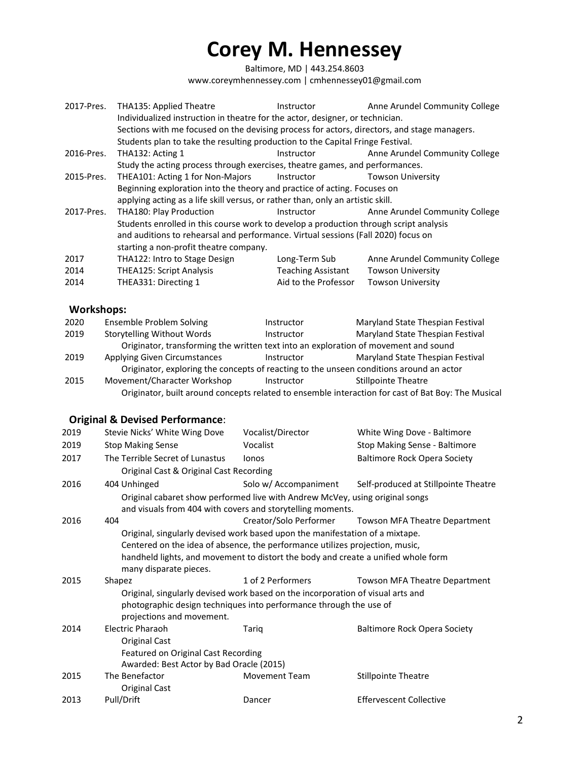# Corey M. Hennessey

Baltimore, MD | 443.254.8603
www.coreymhennessey.com | cmhennessey01@gmail.com

| | | | |
|---|---|---|---|
| 2017-Pres. | THA135: Applied Theatre | Instructor | Anne Arundel Community College |
| | Individualized instruction in theatre for the actor, designer, or technician. Sections with me focused on the devising process for actors, directors, and stage managers. Students plan to take the resulting production to the Capital Fringe Festival. | | |
| 2016-Pres. | THA132: Acting 1 | Instructor | Anne Arundel Community College |
| | Study the acting process through exercises, theatre games, and performances. | | |
| 2015-Pres. | THEA101: Acting 1 for Non-Majors | Instructor | Towson University |
| | Beginning exploration into the theory and practice of acting. Focuses on applying acting as a life skill versus, or rather than, only an artistic skill. | | |
| 2017-Pres. | THA180: Play Production | Instructor | Anne Arundel Community College |
| | Students enrolled in this course work to develop a production through script analysis and auditions to rehearsal and performance. Virtual sessions (Fall 2020) focus on starting a non-profit theatre company. | | |
| 2017 | THA122: Intro to Stage Design | Long-Term Sub | Anne Arundel Community College |
| 2014 | THEA125: Script Analysis | Teaching Assistant | Towson University |
| 2014 | THEA331: Directing 1 | Aid to the Professor | Towson University |

## Workshops:

| | | | |
|---|---|---|---|
| 2020 | Ensemble Problem Solving | Instructor | Maryland State Thespian Festival |
| 2019 | Storytelling Without Words | Instructor | Maryland State Thespian Festival |
| | Originator, transforming the written text into an exploration of movement and sound | | |
| 2019 | Applying Given Circumstances | Instructor | Maryland State Thespian Festival |
| | Originator, exploring the concepts of reacting to the unseen conditions around an actor | | |
| 2015 | Movement/Character Workshop | Instructor | Stillpointe Theatre |
| | Originator, built around concepts related to ensemble interaction for cast of Bat Boy: The Musical | | |

## Original & Devised Performance:

| | | | |
|---|---|---|---|
| 2019 | Stevie Nicks' White Wing Dove | Vocalist/Director | White Wing Dove - Baltimore |
| 2019 | Stop Making Sense | Vocalist | Stop Making Sense - Baltimore |
| 2017 | The Terrible Secret of Lunastus | Ionos | Baltimore Rock Opera Society |
| | Original Cast & Original Cast Recording | | |
| 2016 | 404 Unhinged | Solo w/ Accompaniment | Self-produced at Stillpointe Theatre |
| | Original cabaret show performed live with Andrew McVey, using original songs and visuals from 404 with covers and storytelling moments. | | |
| 2016 | 404 | Creator/Solo Performer | Towson MFA Theatre Department |
| | Original, singularly devised work based upon the manifestation of a mixtape. Centered on the idea of absence, the performance utilizes projection, music, handheld lights, and movement to distort the body and create a unified whole form many disparate pieces. | | |
| 2015 | Shapez | 1 of 2 Performers | Towson MFA Theatre Department |
| | Original, singularly devised work based on the incorporation of visual arts and photographic design techniques into performance through the use of projections and movement. | | |
| 2014 | Electric Pharaoh | Tariq | Baltimore Rock Opera Society |
| | Original Cast<br>Featured on Original Cast Recording<br>Awarded: Best Actor by Bad Oracle (2015) | | |
| 2015 | The Benefactor | Movement Team | Stillpointe Theatre |
| | Original Cast | | |
| 2013 | Pull/Drift | Dancer | Effervescent Collective |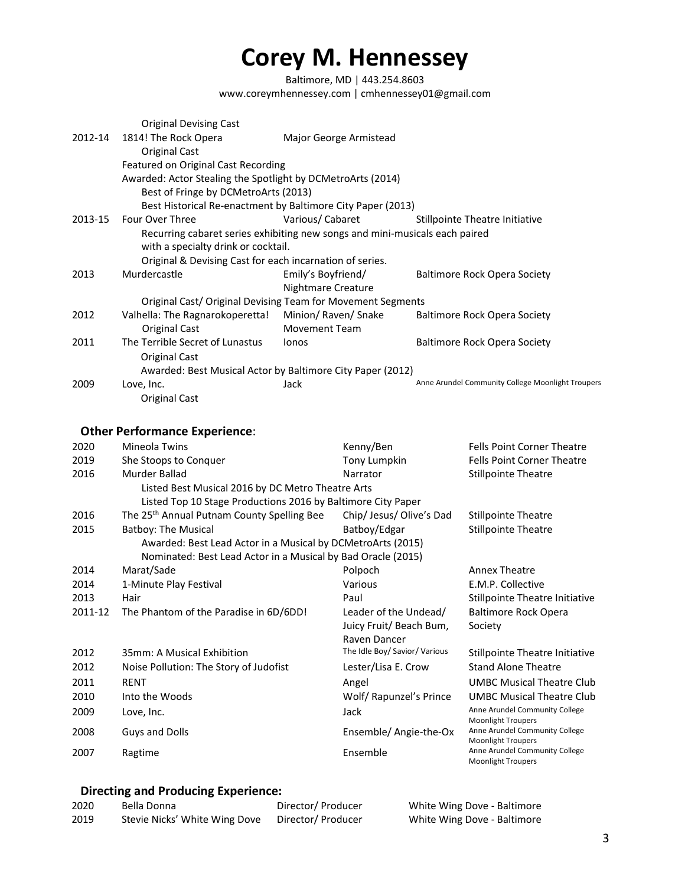# Corey M. Hennessey

Baltimore, MD | 443.254.8603
www.coreymhennessey.com | cmhennessey01@gmail.com

| | | | |
|---|---|---|---|
| | Original Devising Cast | | |
| 2012-14 | 1814! The Rock Opera | Major George Armistead | |
| | Original Cast | | |
| | Featured on Original Cast Recording | | |
| | Awarded: Actor Stealing the Spotlight by DCMetroArts (2014) | | |
| | Best of Fringe by DCMetroArts (2013) | | |
| | Best Historical Re-enactment by Baltimore City Paper (2013) | | |
| 2013-15 | Four Over Three | Various/ Cabaret | Stillpointe Theatre Initiative |
| | Recurring cabaret series exhibiting new songs and mini-musicals each paired with a specialty drink or cocktail. | | |
| | Original & Devising Cast for each incarnation of series. | | |
| 2013 | Murdercastle | Emily's Boyfriend/ Nightmare Creature | Baltimore Rock Opera Society |
| | Original Cast/ Original Devising Team for Movement Segments | | |
| 2012 | Valhella: The Ragnarokoperetta! | Minion/ Raven/ Snake | Baltimore Rock Opera Society |
| | Original Cast | Movement Team | |
| 2011 | The Terrible Secret of Lunastus | Ionos | Baltimore Rock Opera Society |
| | Original Cast | | |
| | Awarded: Best Musical Actor by Baltimore City Paper (2012) | | |
| 2009 | Love, Inc. | Jack | Anne Arundel Community College Moonlight Troupers |
| | Original Cast | | |

## Other Performance Experience:

| | | | |
|---|---|---|---|
| 2020 | Mineola Twins | Kenny/Ben | Fells Point Corner Theatre |
| 2019 | She Stoops to Conquer | Tony Lumpkin | Fells Point Corner Theatre |
| 2016 | Murder Ballad | Narrator | Stillpointe Theatre |
| | Listed Best Musical 2016 by DC Metro Theatre Arts | | |
| | Listed Top 10 Stage Productions 2016 by Baltimore City Paper | | |
| 2016 | The 25th Annual Putnam County Spelling Bee | Chip/ Jesus/ Olive's Dad | Stillpointe Theatre |
| 2015 | Batboy: The Musical | Batboy/Edgar | Stillpointe Theatre |
| | Awarded: Best Lead Actor in a Musical by DCMetroArts (2015) | | |
| | Nominated: Best Lead Actor in a Musical by Bad Oracle (2015) | | |
| 2014 | Marat/Sade | Polpoch | Annex Theatre |
| 2014 | 1-Minute Play Festival | Various | E.M.P. Collective |
| 2013 | Hair | Paul | Stillpointe Theatre Initiative |
| 2011-12 | The Phantom of the Paradise in 6D/6DD! | Leader of the Undead/ Juicy Fruit/ Beach Bum, Raven Dancer | Baltimore Rock Opera Society |
| 2012 | 35mm: A Musical Exhibition | The Idle Boy/ Savior/ Various | Stillpointe Theatre Initiative |
| 2012 | Noise Pollution: The Story of Judofist | Lester/Lisa E. Crow | Stand Alone Theatre |
| 2011 | RENT | Angel | UMBC Musical Theatre Club |
| 2010 | Into the Woods | Wolf/ Rapunzel's Prince | UMBC Musical Theatre Club |
| 2009 | Love, Inc. | Jack | Anne Arundel Community College Moonlight Troupers |
| 2008 | Guys and Dolls | Ensemble/ Angie-the-Ox | Anne Arundel Community College Moonlight Troupers |
| 2007 | Ragtime | Ensemble | Anne Arundel Community College Moonlight Troupers |

## Directing and Producing Experience:

| | | | |
|---|---|---|---|
| 2020 | Bella Donna | Director/ Producer | White Wing Dove - Baltimore |
| 2019 | Stevie Nicks' White Wing Dove | Director/ Producer | White Wing Dove - Baltimore |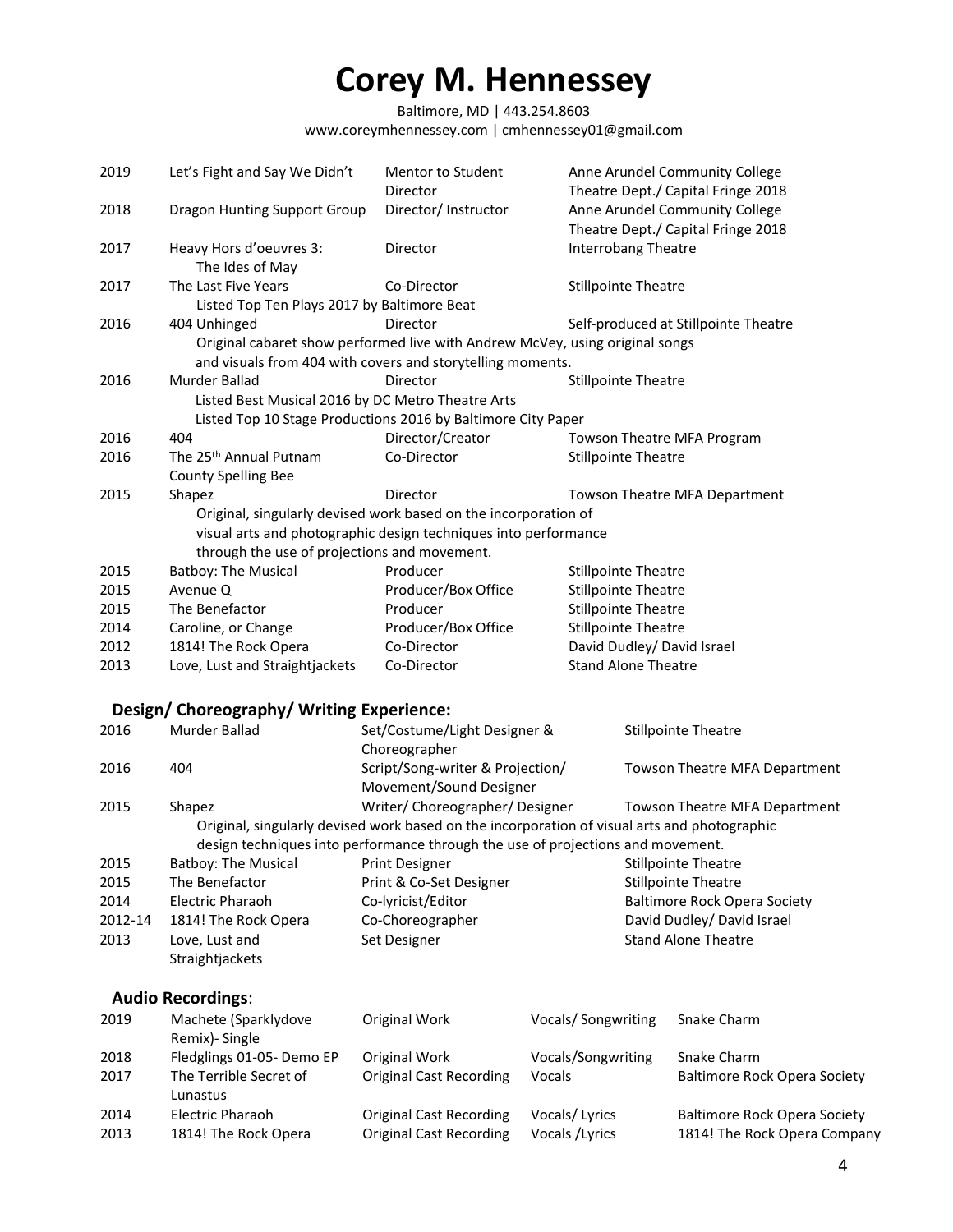# Corey M. Hennessey

Baltimore, MD | 443.254.8603
www.coreymhennessey.com | cmhennessey01@gmail.com

| | | | |
|---|---|---|---|
| 2019 | Let's Fight and Say We Didn't | Mentor to Student Director | Anne Arundel Community College Theatre Dept./ Capital Fringe 2018 |
| 2018 | Dragon Hunting Support Group | Director/ Instructor | Anne Arundel Community College Theatre Dept./ Capital Fringe 2018 |
| 2017 | Heavy Hors d'oeuvres 3: The Ides of May | Director | Interrobang Theatre |
| 2017 | The Last Five Years | Co-Director | Stillpointe Theatre |
| | Listed Top Ten Plays 2017 by Baltimore Beat | | |
| 2016 | 404 Unhinged | Director | Self-produced at Stillpointe Theatre |
| | Original cabaret show performed live with Andrew McVey, using original songs and visuals from 404 with covers and storytelling moments. | | |
| 2016 | Murder Ballad | Director | Stillpointe Theatre |
| | Listed Best Musical 2016 by DC Metro Theatre Arts<br>Listed Top 10 Stage Productions 2016 by Baltimore City Paper | | |
| 2016 | 404 | Director/Creator | Towson Theatre MFA Program |
| 2016 | The 25th Annual Putnam County Spelling Bee | Co-Director | Stillpointe Theatre |
| 2015 | Shapez | Director | Towson Theatre MFA Department |
| | Original, singularly devised work based on the incorporation of visual arts and photographic design techniques into performance through the use of projections and movement. | | |
| 2015 | Batboy: The Musical | Producer | Stillpointe Theatre |
| 2015 | Avenue Q | Producer/Box Office | Stillpointe Theatre |
| 2015 | The Benefactor | Producer | Stillpointe Theatre |
| 2014 | Caroline, or Change | Producer/Box Office | Stillpointe Theatre |
| 2012 | 1814! The Rock Opera | Co-Director | David Dudley/ David Israel |
| 2013 | Love, Lust and Straightjackets | Co-Director | Stand Alone Theatre |

### Design/ Choreography/ Writing Experience:

| | | | |
|---|---|---|---|
| 2016 | Murder Ballad | Set/Costume/Light Designer & Choreographer | Stillpointe Theatre |
| 2016 | 404 | Script/Song-writer & Projection/ Movement/Sound Designer | Towson Theatre MFA Department |
| 2015 | Shapez | Writer/ Choreographer/ Designer | Towson Theatre MFA Department |
| | Original, singularly devised work based on the incorporation of visual arts and photographic design techniques into performance through the use of projections and movement. | | |
| 2015 | Batboy: The Musical | Print Designer | Stillpointe Theatre |
| 2015 | The Benefactor | Print & Co-Set Designer | Stillpointe Theatre |
| 2014 | Electric Pharaoh | Co-lyricist/Editor | Baltimore Rock Opera Society |
| 2012-14 | 1814! The Rock Opera | Co-Choreographer | David Dudley/ David Israel |
| 2013 | Love, Lust and Straightjackets | Set Designer | Stand Alone Theatre |

### Audio Recordings:

| | | | | |
|---|---|---|---|---|
| 2019 | Machete (Sparklydove Remix)- Single | Original Work | Vocals/ Songwriting | Snake Charm |
| 2018 | Fledglings 01-05- Demo EP | Original Work | Vocals/Songwriting | Snake Charm |
| 2017 | The Terrible Secret of Lunastus | Original Cast Recording | Vocals | Baltimore Rock Opera Society |
| 2014 | Electric Pharaoh | Original Cast Recording | Vocals/ Lyrics | Baltimore Rock Opera Society |
| 2013 | 1814! The Rock Opera | Original Cast Recording | Vocals /Lyrics | 1814! The Rock Opera Company |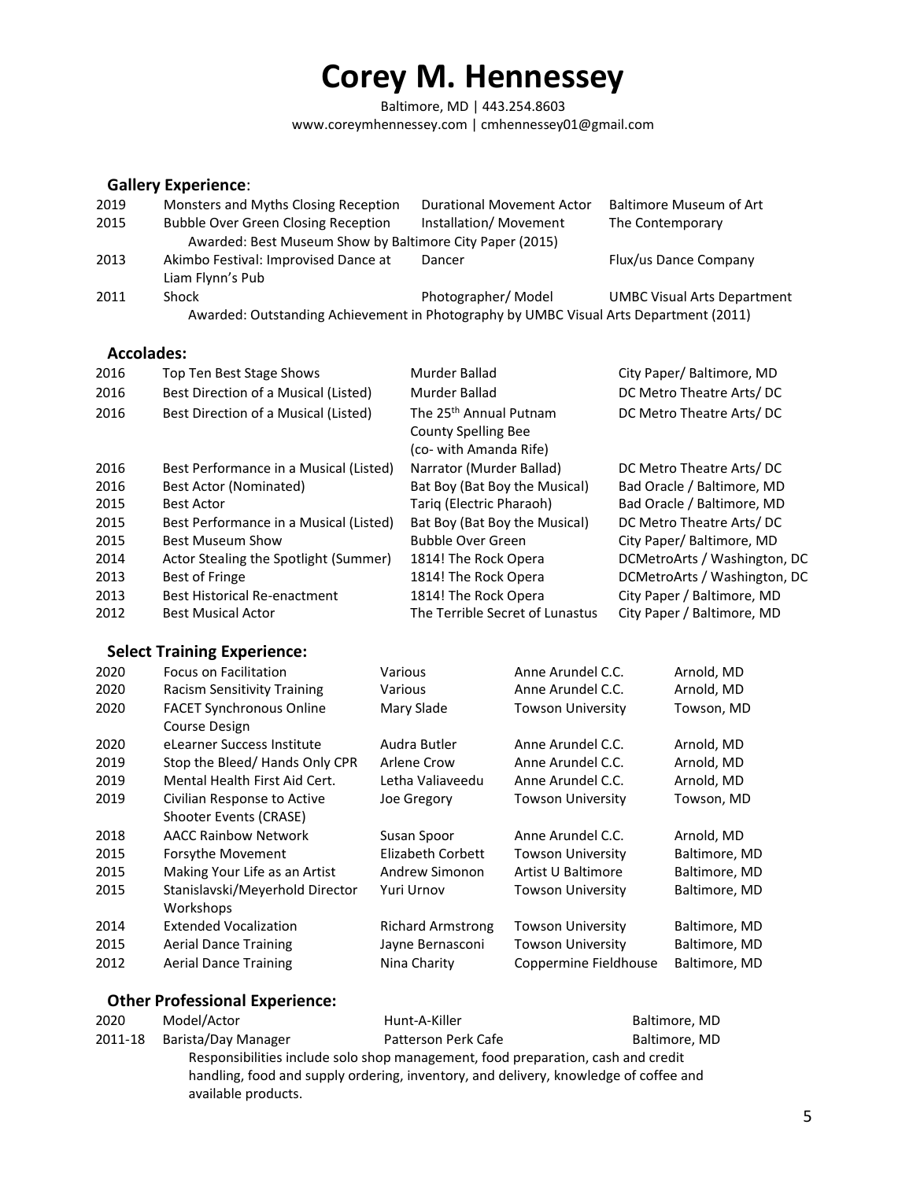# Corey M. Hennessey

Baltimore, MD | 443.254.8603
www.coreymhennessey.com | cmhennessey01@gmail.com

## Gallery Experience:

| | | | |
|---|---|---|---|
| 2019 | Monsters and Myths Closing Reception | Durational Movement Actor | Baltimore Museum of Art |
| 2015 | Bubble Over Green Closing Reception | Installation/ Movement | The Contemporary |
| | Awarded: Best Museum Show by Baltimore City Paper (2015) | | |
| 2013 | Akimbo Festival: Improvised Dance at Liam Flynn's Pub | Dancer | Flux/us Dance Company |
| 2011 | Shock | Photographer/ Model | UMBC Visual Arts Department |
| | Awarded: Outstanding Achievement in Photography by UMBC Visual Arts Department (2011) | | |

## Accolades:

| | | | |
|---|---|---|---|
| 2016 | Top Ten Best Stage Shows | Murder Ballad | City Paper/ Baltimore, MD |
| 2016 | Best Direction of a Musical (Listed) | Murder Ballad | DC Metro Theatre Arts/ DC |
| 2016 | Best Direction of a Musical (Listed) | The 25th Annual Putnam County Spelling Bee (co- with Amanda Rife) | DC Metro Theatre Arts/ DC |
| 2016 | Best Performance in a Musical (Listed) | Narrator (Murder Ballad) | DC Metro Theatre Arts/ DC |
| 2016 | Best Actor (Nominated) | Bat Boy (Bat Boy the Musical) | Bad Oracle / Baltimore, MD |
| 2015 | Best Actor | Tariq (Electric Pharaoh) | Bad Oracle / Baltimore, MD |
| 2015 | Best Performance in a Musical (Listed) | Bat Boy (Bat Boy the Musical) | DC Metro Theatre Arts/ DC |
| 2015 | Best Museum Show | Bubble Over Green | City Paper/ Baltimore, MD |
| 2014 | Actor Stealing the Spotlight (Summer) | 1814! The Rock Opera | DCMetroArts / Washington, DC |
| 2013 | Best of Fringe | 1814! The Rock Opera | DCMetroArts / Washington, DC |
| 2013 | Best Historical Re-enactment | 1814! The Rock Opera | City Paper / Baltimore, MD |
| 2012 | Best Musical Actor | The Terrible Secret of Lunastus | City Paper / Baltimore, MD |

## Select Training Experience:

| | | | | |
|---|---|---|---|---|
| 2020 | Focus on Facilitation | Various | Anne Arundel C.C. | Arnold, MD |
| 2020 | Racism Sensitivity Training | Various | Anne Arundel C.C. | Arnold, MD |
| 2020 | FACET Synchronous Online Course Design | Mary Slade | Towson University | Towson, MD |
| 2020 | eLearner Success Institute | Audra Butler | Anne Arundel C.C. | Arnold, MD |
| 2019 | Stop the Bleed/ Hands Only CPR | Arlene Crow | Anne Arundel C.C. | Arnold, MD |
| 2019 | Mental Health First Aid Cert. | Letha Valiaveedu | Anne Arundel C.C. | Arnold, MD |
| 2019 | Civilian Response to Active Shooter Events (CRASE) | Joe Gregory | Towson University | Towson, MD |
| 2018 | AACC Rainbow Network | Susan Spoor | Anne Arundel C.C. | Arnold, MD |
| 2015 | Forsythe Movement | Elizabeth Corbett | Towson University | Baltimore, MD |
| 2015 | Making Your Life as an Artist | Andrew Simonon | Artist U Baltimore | Baltimore, MD |
| 2015 | Stanislavski/Meyerhold Director Workshops | Yuri Urnov | Towson University | Baltimore, MD |
| 2014 | Extended Vocalization | Richard Armstrong | Towson University | Baltimore, MD |
| 2015 | Aerial Dance Training | Jayne Bernasconi | Towson University | Baltimore, MD |
| 2012 | Aerial Dance Training | Nina Charity | Coppermine Fieldhouse | Baltimore, MD |

## Other Professional Experience:

| | | | |
|---|---|---|---|
| 2020 | Model/Actor | Hunt-A-Killer | Baltimore, MD |
| 2011-18 | Barista/Day Manager | Patterson Perk Cafe | Baltimore, MD |

Responsibilities include solo shop management, food preparation, cash and credit handling, food and supply ordering, inventory, and delivery, knowledge of coffee and available products.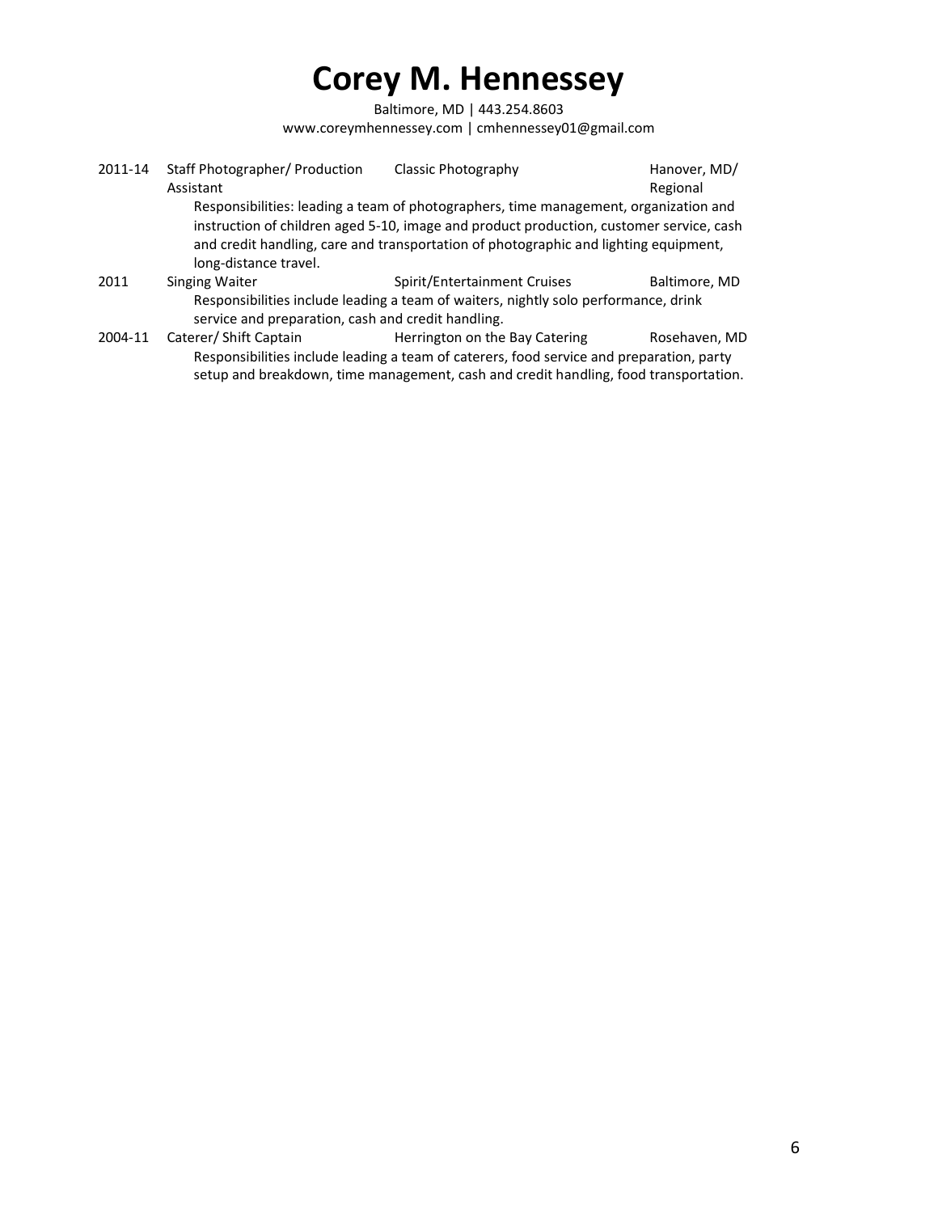# Corey M. Hennessey

Baltimore, MD | 443.254.8603
www.coreymhennessey.com | cmhennessey01@gmail.com

| | | | |
|---|---|---|---|
| 2011-14 | Staff Photographer/ Production Assistant | Classic Photography | Hanover, MD/ Regional |

Responsibilities: leading a team of photographers, time management, organization and instruction of children aged 5-10, image and product production, customer service, cash and credit handling, care and transportation of photographic and lighting equipment, long-distance travel.

| | | | |
|---|---|---|---|
| 2011 | Singing Waiter | Spirit/Entertainment Cruises | Baltimore, MD |

Responsibilities include leading a team of waiters, nightly solo performance, drink service and preparation, cash and credit handling.

| | | | |
|---|---|---|---|
| 2004-11 | Caterer/ Shift Captain | Herrington on the Bay Catering | Rosehaven, MD |

Responsibilities include leading a team of caterers, food service and preparation, party setup and breakdown, time management, cash and credit handling, food transportation.